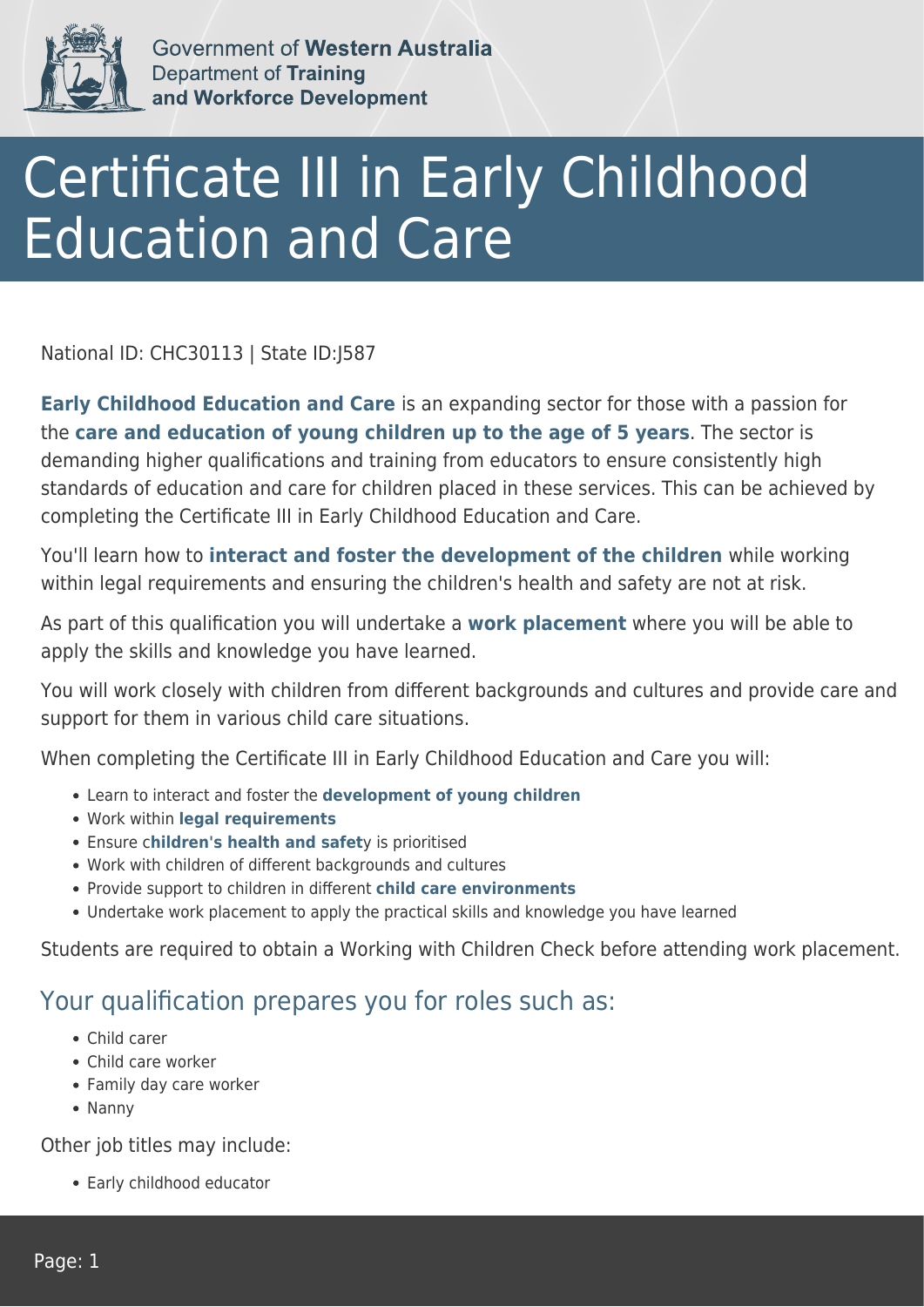Government of **Western Australia**
Department of **Training and Workforce Development**

# Certificate III in Early Childhood Education and Care

National ID: CHC30113 | State ID:J587

**Early Childhood Education and Care** is an expanding sector for those with a passion for the **care and education of young children up to the age of 5 years**. The sector is demanding higher qualifications and training from educators to ensure consistently high standards of education and care for children placed in these services. This can be achieved by completing the Certificate III in Early Childhood Education and Care.

You'll learn how to **interact and foster the development of the children** while working within legal requirements and ensuring the children's health and safety are not at risk.

As part of this qualification you will undertake a **work placement** where you will be able to apply the skills and knowledge you have learned.

You will work closely with children from different backgrounds and cultures and provide care and support for them in various child care situations.

When completing the Certificate III in Early Childhood Education and Care you will:

- Learn to interact and foster the **development of young children**
- Work within **legal requirements**
- Ensure c**hildren's health and safet**y is prioritised
- Work with children of different backgrounds and cultures
- Provide support to children in different **child care environments**
- Undertake work placement to apply the practical skills and knowledge you have learned

Students are required to obtain a Working with Children Check before attending work placement.

## Your qualification prepares you for roles such as:

- Child carer
- Child care worker
- Family day care worker
- Nanny

Other job titles may include:

- Early childhood educator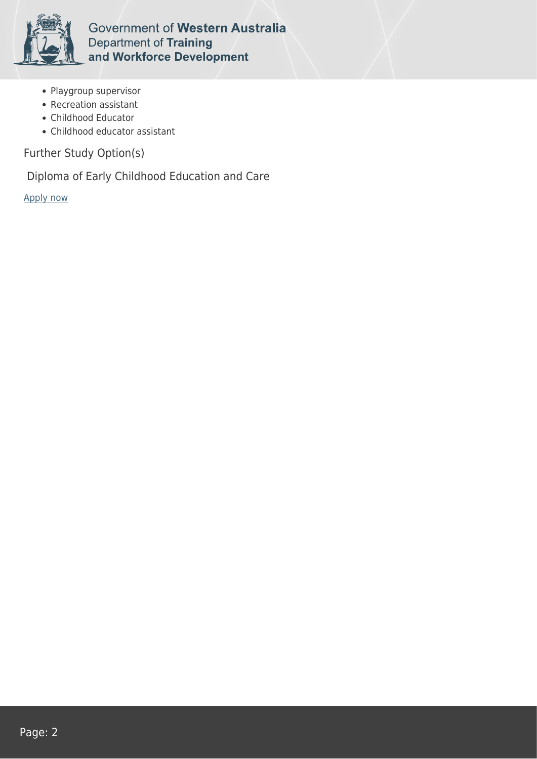- Playgroup supervisor
- Recreation assistant
- Childhood Educator
- Childhood educator assistant

## Further Study Option(s)

Diploma of Early Childhood Education and Care

Apply now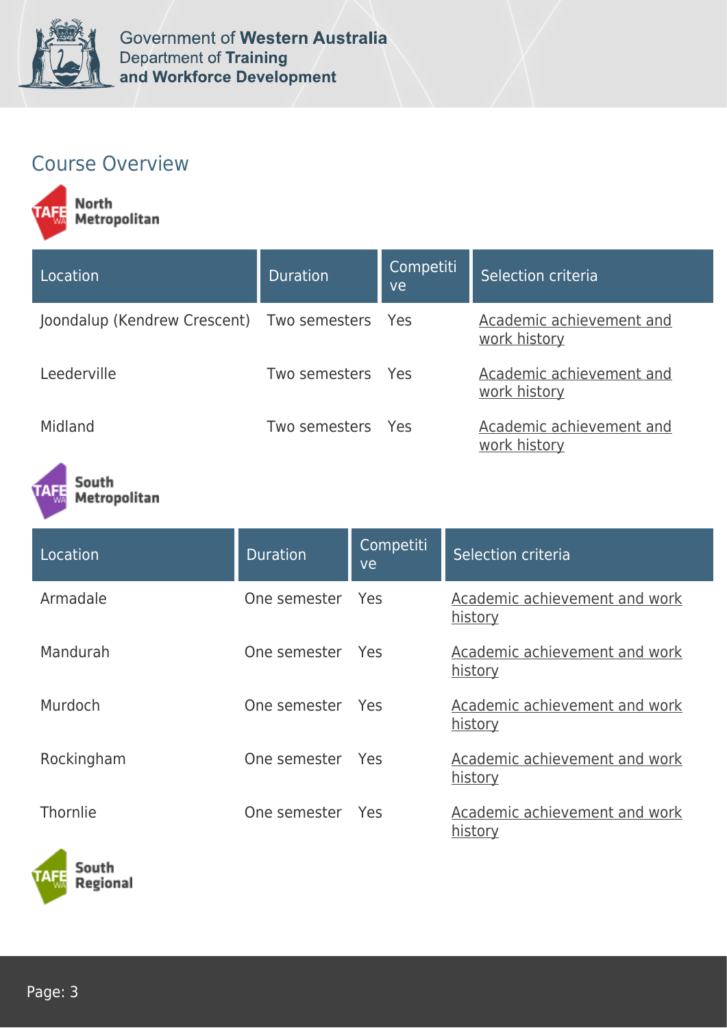## Course Overview

**North Metropolitan**

| Location | Duration | Competitive | Selection criteria |
|---|---|---|---|
| Joondalup (Kendrew Crescent) | Two semesters | Yes | Academic achievement and work history |
| Leederville | Two semesters | Yes | Academic achievement and work history |
| Midland | Two semesters | Yes | Academic achievement and work history |

**South Metropolitan**

| Location | Duration | Competitive | Selection criteria |
|---|---|---|---|
| Armadale | One semester | Yes | Academic achievement and work history |
| Mandurah | One semester | Yes | Academic achievement and work history |
| Murdoch | One semester | Yes | Academic achievement and work history |
| Rockingham | One semester | Yes | Academic achievement and work history |
| Thornlie | One semester | Yes | Academic achievement and work history |

**South Regional**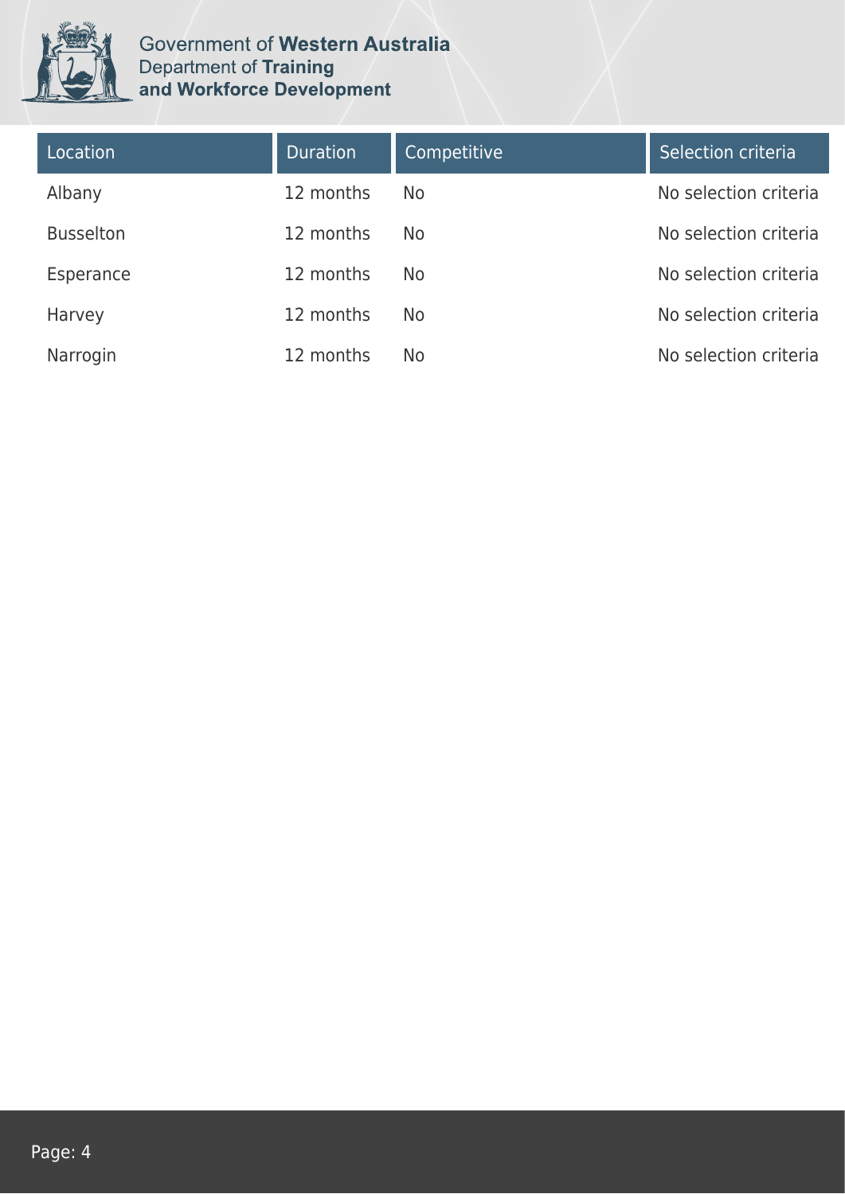| Location | Duration | Competitive | Selection criteria |
| --- | --- | --- | --- |
| Albany | 12 months | No | No selection criteria |
| Busselton | 12 months | No | No selection criteria |
| Esperance | 12 months | No | No selection criteria |
| Harvey | 12 months | No | No selection criteria |
| Narrogin | 12 months | No | No selection criteria |